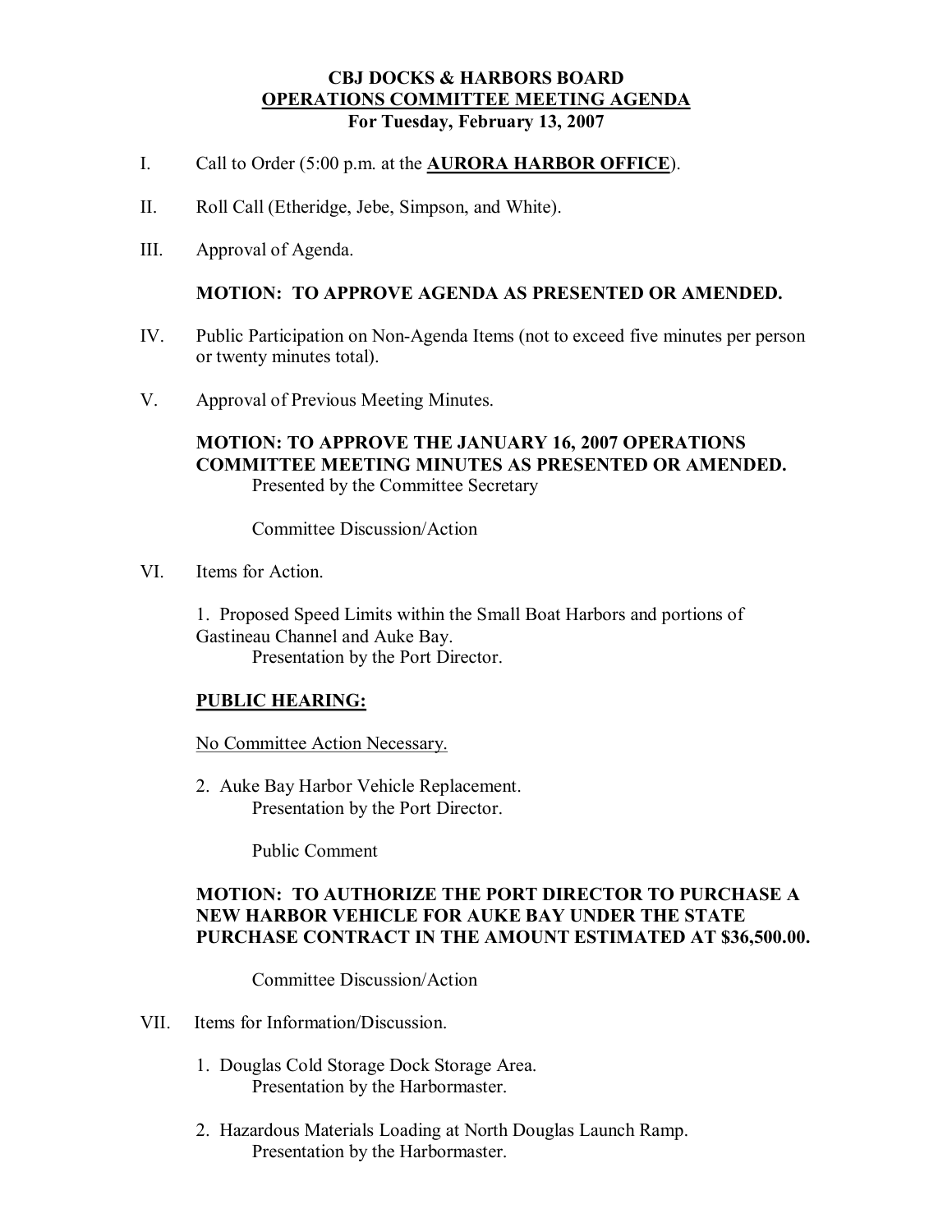# CBJ DOCKS & HARBORS BOARD
## OPERATIONS COMMITTEE MEETING AGENDA
### For Tuesday, February 13, 2007

I. Call to Order (5:00 p.m. at the **AURORA HARBOR OFFICE**).

II. Roll Call (Etheridge, Jebe, Simpson, and White).

III. Approval of Agenda.

**MOTION: TO APPROVE AGENDA AS PRESENTED OR AMENDED.**

IV. Public Participation on Non-Agenda Items (not to exceed five minutes per person or twenty minutes total).

V. Approval of Previous Meeting Minutes.

**MOTION: TO APPROVE THE JANUARY 16, 2007 OPERATIONS COMMITTEE MEETING MINUTES AS PRESENTED OR AMENDED.**
Presented by the Committee Secretary

Committee Discussion/Action

VI. Items for Action.

1. Proposed Speed Limits within the Small Boat Harbors and portions of Gastineau Channel and Auke Bay.
Presentation by the Port Director.

**PUBLIC HEARING:**

No Committee Action Necessary.

2. Auke Bay Harbor Vehicle Replacement.
Presentation by the Port Director.

Public Comment

**MOTION: TO AUTHORIZE THE PORT DIRECTOR TO PURCHASE A NEW HARBOR VEHICLE FOR AUKE BAY UNDER THE STATE PURCHASE CONTRACT IN THE AMOUNT ESTIMATED AT $36,500.00.**

Committee Discussion/Action

VII. Items for Information/Discussion.

1. Douglas Cold Storage Dock Storage Area.
Presentation by the Harbormaster.

2. Hazardous Materials Loading at North Douglas Launch Ramp.
Presentation by the Harbormaster.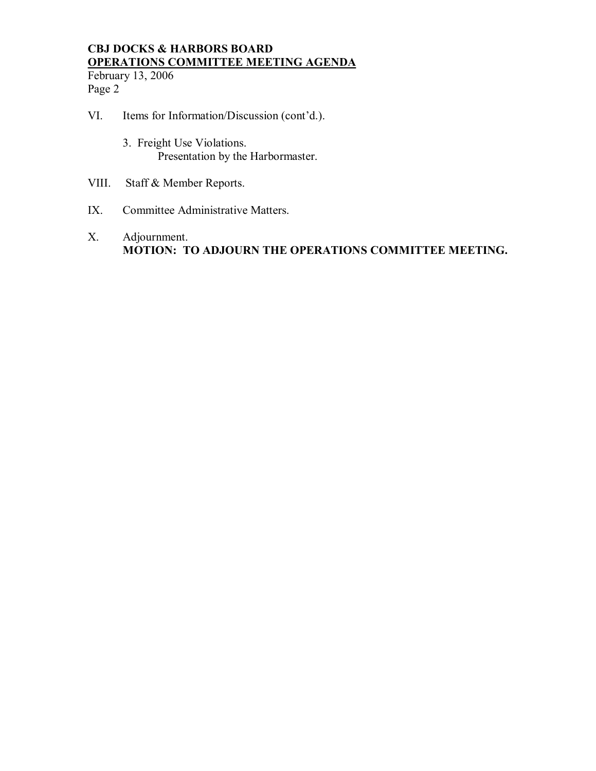VI. Items for Information/Discussion (cont'd.).

3. Freight Use Violations.
   Presentation by the Harbormaster.

VIII. Staff & Member Reports.

IX. Committee Administrative Matters.

X. Adjournment.
   **MOTION: TO ADJOURN THE OPERATIONS COMMITTEE MEETING.**